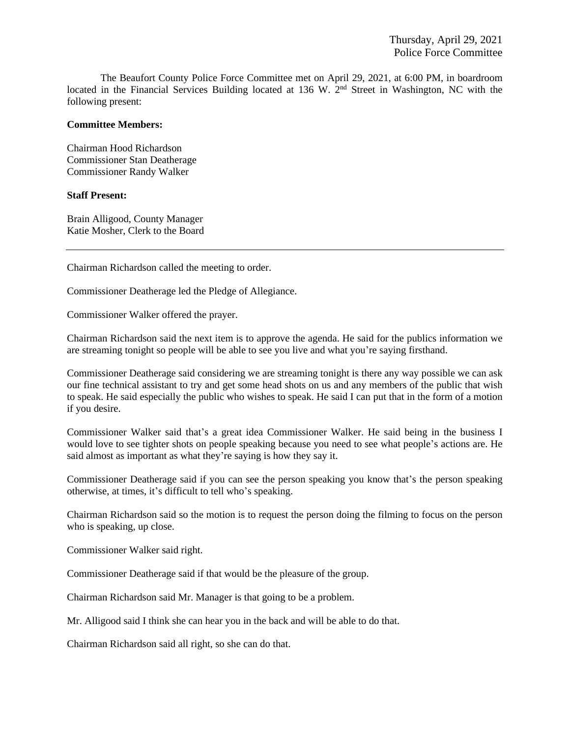Thursday, April 29, 2021
Police Force Committee

The Beaufort County Police Force Committee met on April 29, 2021, at 6:00 PM, in boardroom located in the Financial Services Building located at 136 W. 2nd Street in Washington, NC with the following present:

**Committee Members:**

Chairman Hood Richardson
Commissioner Stan Deatherage
Commissioner Randy Walker

**Staff Present:**

Brain Alligood, County Manager
Katie Mosher, Clerk to the Board

---

Chairman Richardson called the meeting to order.

Commissioner Deatherage led the Pledge of Allegiance.

Commissioner Walker offered the prayer.

Chairman Richardson said the next item is to approve the agenda. He said for the publics information we are streaming tonight so people will be able to see you live and what you're saying firsthand.

Commissioner Deatherage said considering we are streaming tonight is there any way possible we can ask our fine technical assistant to try and get some head shots on us and any members of the public that wish to speak. He said especially the public who wishes to speak. He said I can put that in the form of a motion if you desire.

Commissioner Walker said that's a great idea Commissioner Walker. He said being in the business I would love to see tighter shots on people speaking because you need to see what people's actions are. He said almost as important as what they're saying is how they say it.

Commissioner Deatherage said if you can see the person speaking you know that's the person speaking otherwise, at times, it's difficult to tell who's speaking.

Chairman Richardson said so the motion is to request the person doing the filming to focus on the person who is speaking, up close.

Commissioner Walker said right.

Commissioner Deatherage said if that would be the pleasure of the group.

Chairman Richardson said Mr. Manager is that going to be a problem.

Mr. Alligood said I think she can hear you in the back and will be able to do that.

Chairman Richardson said all right, so she can do that.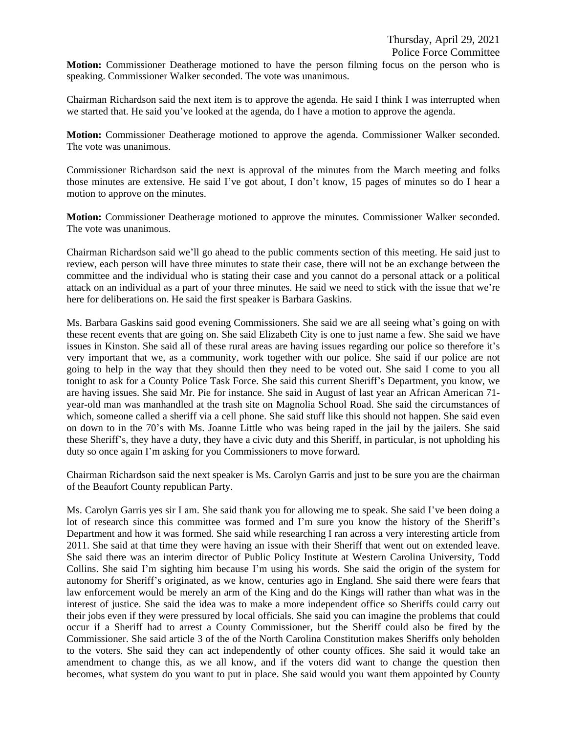**Motion:** Commissioner Deatherage motioned to have the person filming focus on the person who is speaking. Commissioner Walker seconded. The vote was unanimous.

Chairman Richardson said the next item is to approve the agenda. He said I think I was interrupted when we started that. He said you've looked at the agenda, do I have a motion to approve the agenda.

**Motion:** Commissioner Deatherage motioned to approve the agenda. Commissioner Walker seconded. The vote was unanimous.

Commissioner Richardson said the next is approval of the minutes from the March meeting and folks those minutes are extensive. He said I've got about, I don't know, 15 pages of minutes so do I hear a motion to approve on the minutes.

**Motion:** Commissioner Deatherage motioned to approve the minutes. Commissioner Walker seconded. The vote was unanimous.

Chairman Richardson said we'll go ahead to the public comments section of this meeting. He said just to review, each person will have three minutes to state their case, there will not be an exchange between the committee and the individual who is stating their case and you cannot do a personal attack or a political attack on an individual as a part of your three minutes. He said we need to stick with the issue that we're here for deliberations on. He said the first speaker is Barbara Gaskins.

Ms. Barbara Gaskins said good evening Commissioners. She said we are all seeing what's going on with these recent events that are going on. She said Elizabeth City is one to just name a few. She said we have issues in Kinston. She said all of these rural areas are having issues regarding our police so therefore it's very important that we, as a community, work together with our police. She said if our police are not going to help in the way that they should then they need to be voted out. She said I come to you all tonight to ask for a County Police Task Force. She said this current Sheriff's Department, you know, we are having issues. She said Mr. Pie for instance. She said in August of last year an African American 71-year-old man was manhandled at the trash site on Magnolia School Road. She said the circumstances of which, someone called a sheriff via a cell phone. She said stuff like this should not happen. She said even on down to in the 70's with Ms. Joanne Little who was being raped in the jail by the jailers. She said these Sheriff's, they have a duty, they have a civic duty and this Sheriff, in particular, is not upholding his duty so once again I'm asking for you Commissioners to move forward.

Chairman Richardson said the next speaker is Ms. Carolyn Garris and just to be sure you are the chairman of the Beaufort County republican Party.

Ms. Carolyn Garris yes sir I am. She said thank you for allowing me to speak. She said I've been doing a lot of research since this committee was formed and I'm sure you know the history of the Sheriff's Department and how it was formed. She said while researching I ran across a very interesting article from 2011. She said at that time they were having an issue with their Sheriff that went out on extended leave. She said there was an interim director of Public Policy Institute at Western Carolina University, Todd Collins. She said I'm sighting him because I'm using his words. She said the origin of the system for autonomy for Sheriff's originated, as we know, centuries ago in England. She said there were fears that law enforcement would be merely an arm of the King and do the Kings will rather than what was in the interest of justice. She said the idea was to make a more independent office so Sheriffs could carry out their jobs even if they were pressured by local officials. She said you can imagine the problems that could occur if a Sheriff had to arrest a County Commissioner, but the Sheriff could also be fired by the Commissioner. She said article 3 of the of the North Carolina Constitution makes Sheriffs only beholden to the voters. She said they can act independently of other county offices. She said it would take an amendment to change this, as we all know, and if the voters did want to change the question then becomes, what system do you want to put in place. She said would you want them appointed by County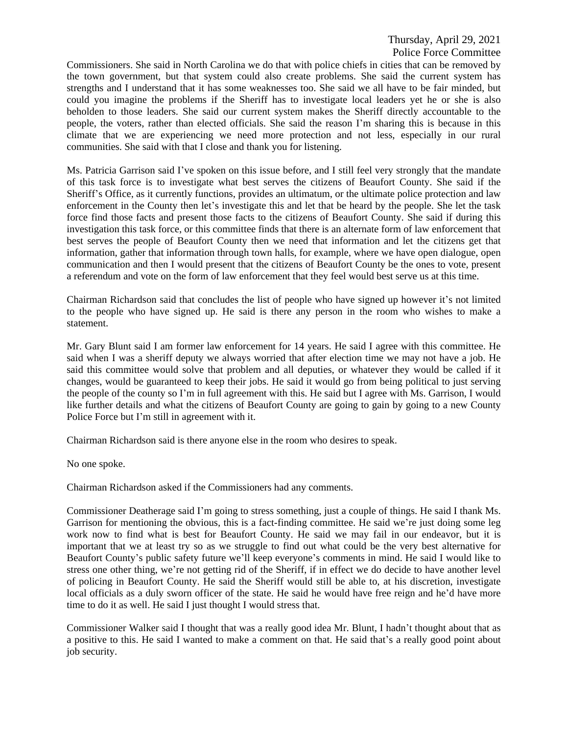Commissioners. She said in North Carolina we do that with police chiefs in cities that can be removed by the town government, but that system could also create problems. She said the current system has strengths and I understand that it has some weaknesses too. She said we all have to be fair minded, but could you imagine the problems if the Sheriff has to investigate local leaders yet he or she is also beholden to those leaders. She said our current system makes the Sheriff directly accountable to the people, the voters, rather than elected officials. She said the reason I'm sharing this is because in this climate that we are experiencing we need more protection and not less, especially in our rural communities. She said with that I close and thank you for listening.

Ms. Patricia Garrison said I've spoken on this issue before, and I still feel very strongly that the mandate of this task force is to investigate what best serves the citizens of Beaufort County. She said if the Sheriff's Office, as it currently functions, provides an ultimatum, or the ultimate police protection and law enforcement in the County then let's investigate this and let that be heard by the people. She let the task force find those facts and present those facts to the citizens of Beaufort County. She said if during this investigation this task force, or this committee finds that there is an alternate form of law enforcement that best serves the people of Beaufort County then we need that information and let the citizens get that information, gather that information through town halls, for example, where we have open dialogue, open communication and then I would present that the citizens of Beaufort County be the ones to vote, present a referendum and vote on the form of law enforcement that they feel would best serve us at this time.

Chairman Richardson said that concludes the list of people who have signed up however it's not limited to the people who have signed up. He said is there any person in the room who wishes to make a statement.

Mr. Gary Blunt said I am former law enforcement for 14 years. He said I agree with this committee. He said when I was a sheriff deputy we always worried that after election time we may not have a job. He said this committee would solve that problem and all deputies, or whatever they would be called if it changes, would be guaranteed to keep their jobs. He said it would go from being political to just serving the people of the county so I'm in full agreement with this. He said but I agree with Ms. Garrison, I would like further details and what the citizens of Beaufort County are going to gain by going to a new County Police Force but I'm still in agreement with it.

Chairman Richardson said is there anyone else in the room who desires to speak.

No one spoke.

Chairman Richardson asked if the Commissioners had any comments.

Commissioner Deatherage said I'm going to stress something, just a couple of things. He said I thank Ms. Garrison for mentioning the obvious, this is a fact-finding committee. He said we're just doing some leg work now to find what is best for Beaufort County. He said we may fail in our endeavor, but it is important that we at least try so as we struggle to find out what could be the very best alternative for Beaufort County's public safety future we'll keep everyone's comments in mind. He said I would like to stress one other thing, we're not getting rid of the Sheriff, if in effect we do decide to have another level of policing in Beaufort County. He said the Sheriff would still be able to, at his discretion, investigate local officials as a duly sworn officer of the state. He said he would have free reign and he'd have more time to do it as well. He said I just thought I would stress that.

Commissioner Walker said I thought that was a really good idea Mr. Blunt, I hadn't thought about that as a positive to this. He said I wanted to make a comment on that. He said that's a really good point about job security.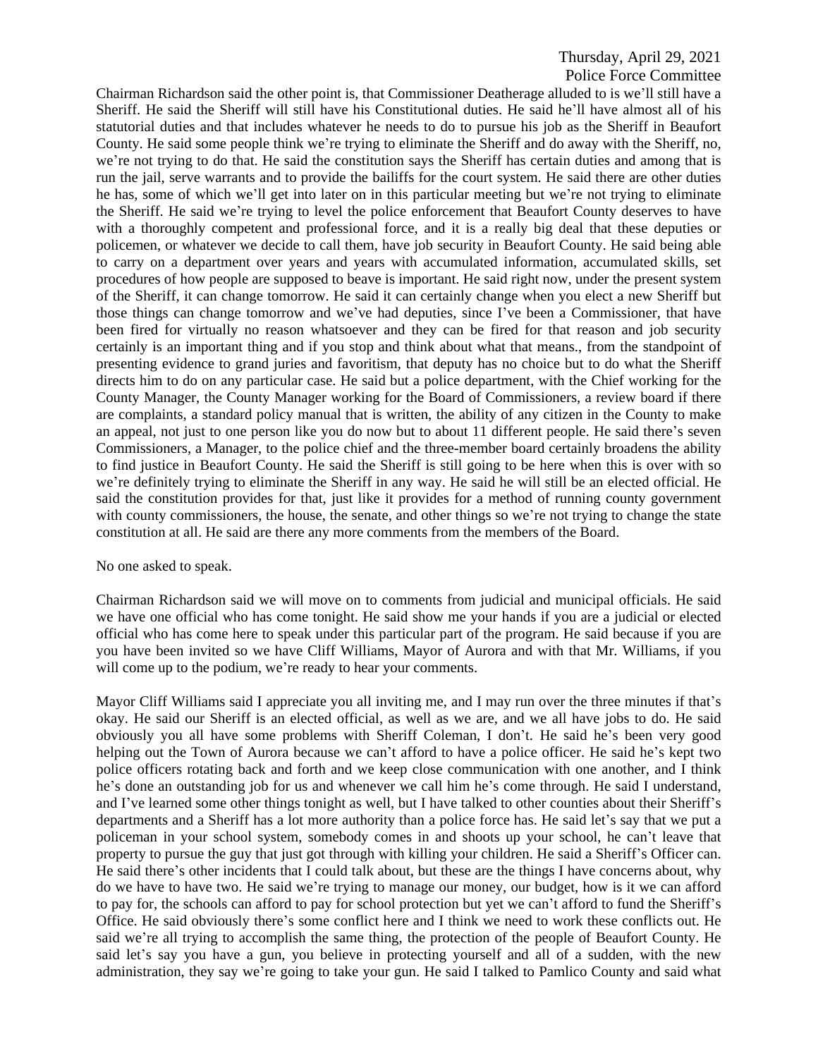Chairman Richardson said the other point is, that Commissioner Deatherage alluded to is we'll still have a Sheriff. He said the Sheriff will still have his Constitutional duties. He said he'll have almost all of his statutorial duties and that includes whatever he needs to do to pursue his job as the Sheriff in Beaufort County. He said some people think we're trying to eliminate the Sheriff and do away with the Sheriff, no, we're not trying to do that. He said the constitution says the Sheriff has certain duties and among that is run the jail, serve warrants and to provide the bailiffs for the court system. He said there are other duties he has, some of which we'll get into later on in this particular meeting but we're not trying to eliminate the Sheriff. He said we're trying to level the police enforcement that Beaufort County deserves to have with a thoroughly competent and professional force, and it is a really big deal that these deputies or policemen, or whatever we decide to call them, have job security in Beaufort County. He said being able to carry on a department over years and years with accumulated information, accumulated skills, set procedures of how people are supposed to beave is important. He said right now, under the present system of the Sheriff, it can change tomorrow. He said it can certainly change when you elect a new Sheriff but those things can change tomorrow and we've had deputies, since I've been a Commissioner, that have been fired for virtually no reason whatsoever and they can be fired for that reason and job security certainly is an important thing and if you stop and think about what that means., from the standpoint of presenting evidence to grand juries and favoritism, that deputy has no choice but to do what the Sheriff directs him to do on any particular case. He said but a police department, with the Chief working for the County Manager, the County Manager working for the Board of Commissioners, a review board if there are complaints, a standard policy manual that is written, the ability of any citizen in the County to make an appeal, not just to one person like you do now but to about 11 different people. He said there's seven Commissioners, a Manager, to the police chief and the three-member board certainly broadens the ability to find justice in Beaufort County. He said the Sheriff is still going to be here when this is over with so we're definitely trying to eliminate the Sheriff in any way. He said he will still be an elected official. He said the constitution provides for that, just like it provides for a method of running county government with county commissioners, the house, the senate, and other things so we're not trying to change the state constitution at all. He said are there any more comments from the members of the Board.

No one asked to speak.

Chairman Richardson said we will move on to comments from judicial and municipal officials. He said we have one official who has come tonight. He said show me your hands if you are a judicial or elected official who has come here to speak under this particular part of the program. He said because if you are you have been invited so we have Cliff Williams, Mayor of Aurora and with that Mr. Williams, if you will come up to the podium, we're ready to hear your comments.

Mayor Cliff Williams said I appreciate you all inviting me, and I may run over the three minutes if that's okay. He said our Sheriff is an elected official, as well as we are, and we all have jobs to do. He said obviously you all have some problems with Sheriff Coleman, I don't. He said he's been very good helping out the Town of Aurora because we can't afford to have a police officer. He said he's kept two police officers rotating back and forth and we keep close communication with one another, and I think he's done an outstanding job for us and whenever we call him he's come through. He said I understand, and I've learned some other things tonight as well, but I have talked to other counties about their Sheriff's departments and a Sheriff has a lot more authority than a police force has. He said let's say that we put a policeman in your school system, somebody comes in and shoots up your school, he can't leave that property to pursue the guy that just got through with killing your children. He said a Sheriff's Officer can. He said there's other incidents that I could talk about, but these are the things I have concerns about, why do we have to have two. He said we're trying to manage our money, our budget, how is it we can afford to pay for, the schools can afford to pay for school protection but yet we can't afford to fund the Sheriff's Office. He said obviously there's some conflict here and I think we need to work these conflicts out. He said we're all trying to accomplish the same thing, the protection of the people of Beaufort County. He said let's say you have a gun, you believe in protecting yourself and all of a sudden, with the new administration, they say we're going to take your gun. He said I talked to Pamlico County and said what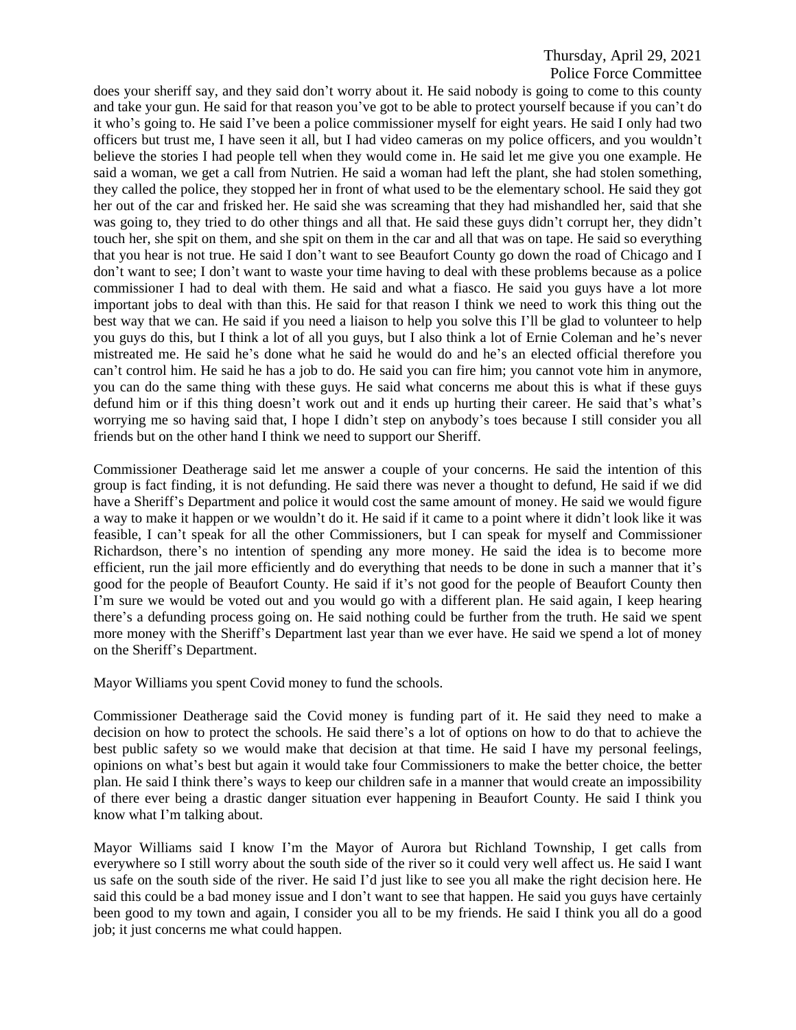does your sheriff say, and they said don't worry about it. He said nobody is going to come to this county and take your gun. He said for that reason you've got to be able to protect yourself because if you can't do it who's going to. He said I've been a police commissioner myself for eight years. He said I only had two officers but trust me, I have seen it all, but I had video cameras on my police officers, and you wouldn't believe the stories I had people tell when they would come in. He said let me give you one example. He said a woman, we get a call from Nutrien. He said a woman had left the plant, she had stolen something, they called the police, they stopped her in front of what used to be the elementary school. He said they got her out of the car and frisked her. He said she was screaming that they had mishandled her, said that she was going to, they tried to do other things and all that. He said these guys didn't corrupt her, they didn't touch her, she spit on them, and she spit on them in the car and all that was on tape. He said so everything that you hear is not true. He said I don't want to see Beaufort County go down the road of Chicago and I don't want to see; I don't want to waste your time having to deal with these problems because as a police commissioner I had to deal with them. He said and what a fiasco. He said you guys have a lot more important jobs to deal with than this. He said for that reason I think we need to work this thing out the best way that we can. He said if you need a liaison to help you solve this I'll be glad to volunteer to help you guys do this, but I think a lot of all you guys, but I also think a lot of Ernie Coleman and he's never mistreated me. He said he's done what he said he would do and he's an elected official therefore you can't control him. He said he has a job to do. He said you can fire him; you cannot vote him in anymore, you can do the same thing with these guys. He said what concerns me about this is what if these guys defund him or if this thing doesn't work out and it ends up hurting their career. He said that's what's worrying me so having said that, I hope I didn't step on anybody's toes because I still consider you all friends but on the other hand I think we need to support our Sheriff.

Commissioner Deatherage said let me answer a couple of your concerns. He said the intention of this group is fact finding, it is not defunding. He said there was never a thought to defund, He said if we did have a Sheriff's Department and police it would cost the same amount of money. He said we would figure a way to make it happen or we wouldn't do it. He said if it came to a point where it didn't look like it was feasible, I can't speak for all the other Commissioners, but I can speak for myself and Commissioner Richardson, there's no intention of spending any more money. He said the idea is to become more efficient, run the jail more efficiently and do everything that needs to be done in such a manner that it's good for the people of Beaufort County. He said if it's not good for the people of Beaufort County then I'm sure we would be voted out and you would go with a different plan. He said again, I keep hearing there's a defunding process going on. He said nothing could be further from the truth. He said we spent more money with the Sheriff's Department last year than we ever have. He said we spend a lot of money on the Sheriff's Department.

Mayor Williams you spent Covid money to fund the schools.

Commissioner Deatherage said the Covid money is funding part of it. He said they need to make a decision on how to protect the schools. He said there's a lot of options on how to do that to achieve the best public safety so we would make that decision at that time. He said I have my personal feelings, opinions on what's best but again it would take four Commissioners to make the better choice, the better plan. He said I think there's ways to keep our children safe in a manner that would create an impossibility of there ever being a drastic danger situation ever happening in Beaufort County. He said I think you know what I'm talking about.

Mayor Williams said I know I'm the Mayor of Aurora but Richland Township, I get calls from everywhere so I still worry about the south side of the river so it could very well affect us. He said I want us safe on the south side of the river. He said I'd just like to see you all make the right decision here. He said this could be a bad money issue and I don't want to see that happen. He said you guys have certainly been good to my town and again, I consider you all to be my friends. He said I think you all do a good job; it just concerns me what could happen.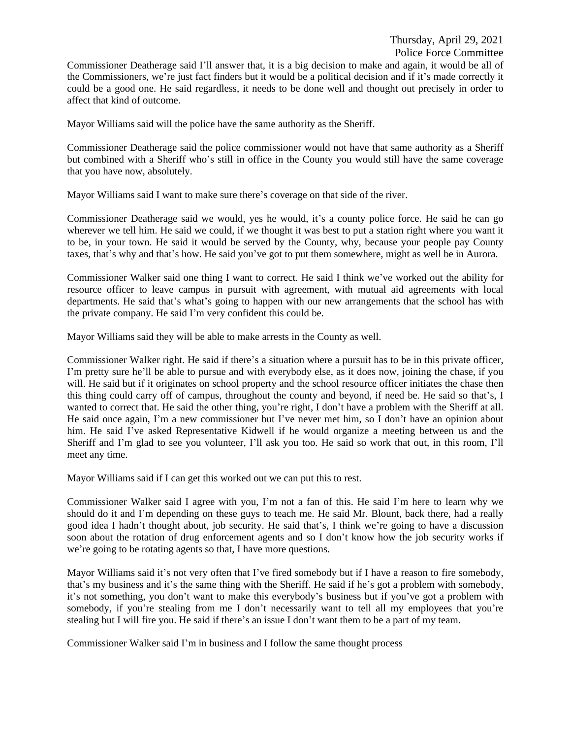Commissioner Deatherage said I'll answer that, it is a big decision to make and again, it would be all of the Commissioners, we're just fact finders but it would be a political decision and if it's made correctly it could be a good one. He said regardless, it needs to be done well and thought out precisely in order to affect that kind of outcome.

Mayor Williams said will the police have the same authority as the Sheriff.

Commissioner Deatherage said the police commissioner would not have that same authority as a Sheriff but combined with a Sheriff who's still in office in the County you would still have the same coverage that you have now, absolutely.

Mayor Williams said I want to make sure there's coverage on that side of the river.

Commissioner Deatherage said we would, yes he would, it's a county police force. He said he can go wherever we tell him. He said we could, if we thought it was best to put a station right where you want it to be, in your town. He said it would be served by the County, why, because your people pay County taxes, that's why and that's how. He said you've got to put them somewhere, might as well be in Aurora.

Commissioner Walker said one thing I want to correct. He said I think we've worked out the ability for resource officer to leave campus in pursuit with agreement, with mutual aid agreements with local departments. He said that's what's going to happen with our new arrangements that the school has with the private company. He said I'm very confident this could be.

Mayor Williams said they will be able to make arrests in the County as well.

Commissioner Walker right. He said if there's a situation where a pursuit has to be in this private officer, I'm pretty sure he'll be able to pursue and with everybody else, as it does now, joining the chase, if you will. He said but if it originates on school property and the school resource officer initiates the chase then this thing could carry off of campus, throughout the county and beyond, if need be. He said so that's, I wanted to correct that. He said the other thing, you're right, I don't have a problem with the Sheriff at all. He said once again, I'm a new commissioner but I've never met him, so I don't have an opinion about him. He said I've asked Representative Kidwell if he would organize a meeting between us and the Sheriff and I'm glad to see you volunteer, I'll ask you too. He said so work that out, in this room, I'll meet any time.

Mayor Williams said if I can get this worked out we can put this to rest.

Commissioner Walker said I agree with you, I'm not a fan of this. He said I'm here to learn why we should do it and I'm depending on these guys to teach me. He said Mr. Blount, back there, had a really good idea I hadn't thought about, job security. He said that's, I think we're going to have a discussion soon about the rotation of drug enforcement agents and so I don't know how the job security works if we're going to be rotating agents so that, I have more questions.

Mayor Williams said it's not very often that I've fired somebody but if I have a reason to fire somebody, that's my business and it's the same thing with the Sheriff. He said if he's got a problem with somebody, it's not something, you don't want to make this everybody's business but if you've got a problem with somebody, if you're stealing from me I don't necessarily want to tell all my employees that you're stealing but I will fire you. He said if there's an issue I don't want them to be a part of my team.

Commissioner Walker said I'm in business and I follow the same thought process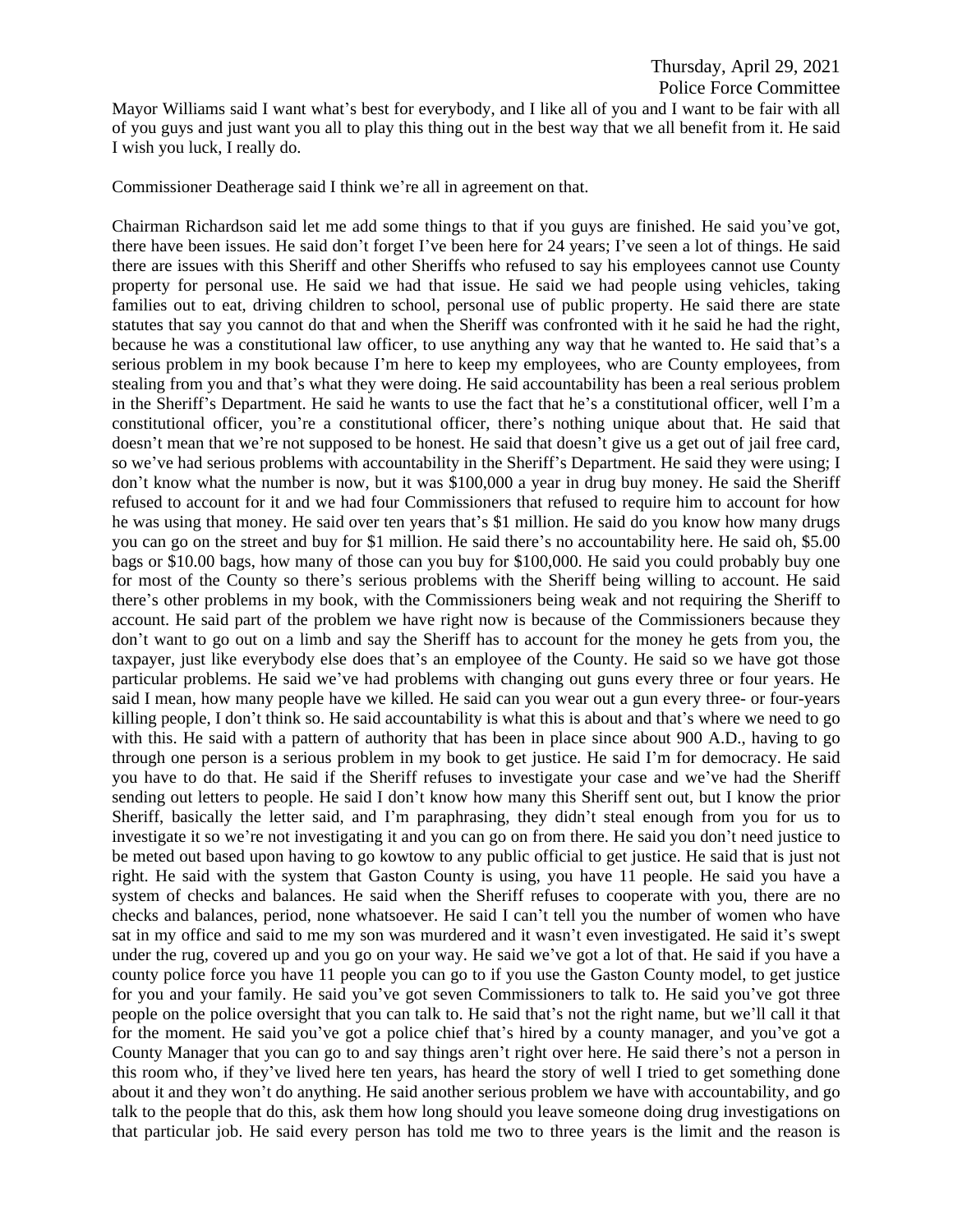Mayor Williams said I want what's best for everybody, and I like all of you and I want to be fair with all of you guys and just want you all to play this thing out in the best way that we all benefit from it. He said I wish you luck, I really do.

Commissioner Deatherage said I think we're all in agreement on that.

Chairman Richardson said let me add some things to that if you guys are finished. He said you've got, there have been issues. He said don't forget I've been here for 24 years; I've seen a lot of things. He said there are issues with this Sheriff and other Sheriffs who refused to say his employees cannot use County property for personal use. He said we had that issue. He said we had people using vehicles, taking families out to eat, driving children to school, personal use of public property. He said there are state statutes that say you cannot do that and when the Sheriff was confronted with it he said he had the right, because he was a constitutional law officer, to use anything any way that he wanted to. He said that's a serious problem in my book because I'm here to keep my employees, who are County employees, from stealing from you and that's what they were doing. He said accountability has been a real serious problem in the Sheriff's Department. He said he wants to use the fact that he's a constitutional officer, well I'm a constitutional officer, you're a constitutional officer, there's nothing unique about that. He said that doesn't mean that we're not supposed to be honest. He said that doesn't give us a get out of jail free card, so we've had serious problems with accountability in the Sheriff's Department. He said they were using; I don't know what the number is now, but it was $100,000 a year in drug buy money. He said the Sheriff refused to account for it and we had four Commissioners that refused to require him to account for how he was using that money. He said over ten years that's $1 million. He said do you know how many drugs you can go on the street and buy for $1 million. He said there's no accountability here. He said oh, $5.00 bags or $10.00 bags, how many of those can you buy for $100,000. He said you could probably buy one for most of the County so there's serious problems with the Sheriff being willing to account. He said there's other problems in my book, with the Commissioners being weak and not requiring the Sheriff to account. He said part of the problem we have right now is because of the Commissioners because they don't want to go out on a limb and say the Sheriff has to account for the money he gets from you, the taxpayer, just like everybody else does that's an employee of the County. He said so we have got those particular problems. He said we've had problems with changing out guns every three or four years. He said I mean, how many people have we killed. He said can you wear out a gun every three- or four-years killing people, I don't think so. He said accountability is what this is about and that's where we need to go with this. He said with a pattern of authority that has been in place since about 900 A.D., having to go through one person is a serious problem in my book to get justice. He said I'm for democracy. He said you have to do that. He said if the Sheriff refuses to investigate your case and we've had the Sheriff sending out letters to people. He said I don't know how many this Sheriff sent out, but I know the prior Sheriff, basically the letter said, and I'm paraphrasing, they didn't steal enough from you for us to investigate it so we're not investigating it and you can go on from there. He said you don't need justice to be meted out based upon having to go kowtow to any public official to get justice. He said that is just not right. He said with the system that Gaston County is using, you have 11 people. He said you have a system of checks and balances. He said when the Sheriff refuses to cooperate with you, there are no checks and balances, period, none whatsoever. He said I can't tell you the number of women who have sat in my office and said to me my son was murdered and it wasn't even investigated. He said it's swept under the rug, covered up and you go on your way. He said we've got a lot of that. He said if you have a county police force you have 11 people you can go to if you use the Gaston County model, to get justice for you and your family. He said you've got seven Commissioners to talk to. He said you've got three people on the police oversight that you can talk to. He said that's not the right name, but we'll call it that for the moment. He said you've got a police chief that's hired by a county manager, and you've got a County Manager that you can go to and say things aren't right over here. He said there's not a person in this room who, if they've lived here ten years, has heard the story of well I tried to get something done about it and they won't do anything. He said another serious problem we have with accountability, and go talk to the people that do this, ask them how long should you leave someone doing drug investigations on that particular job. He said every person has told me two to three years is the limit and the reason is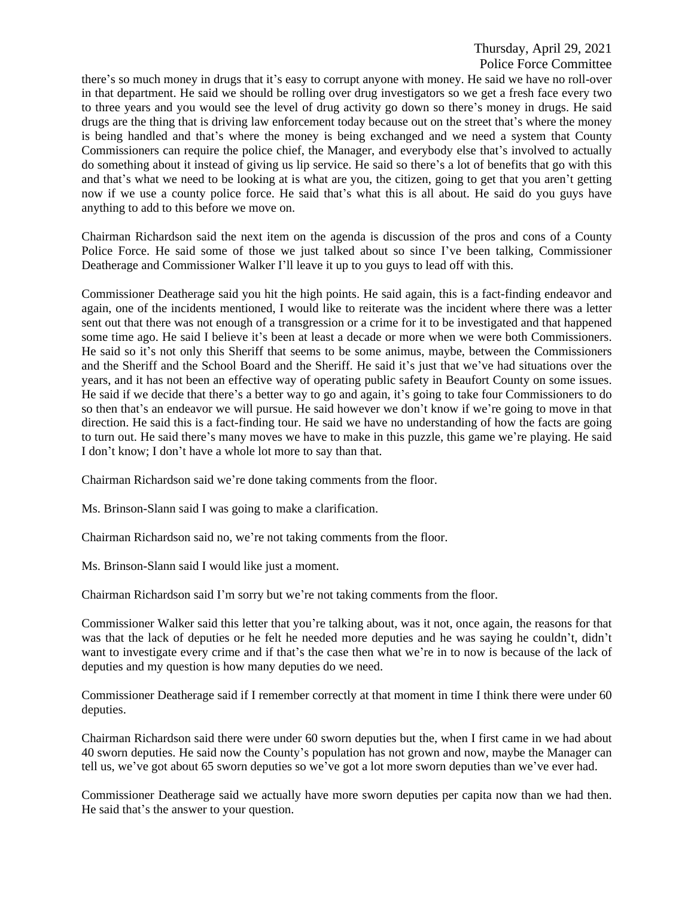there's so much money in drugs that it's easy to corrupt anyone with money. He said we have no roll-over in that department. He said we should be rolling over drug investigators so we get a fresh face every two to three years and you would see the level of drug activity go down so there's money in drugs. He said drugs are the thing that is driving law enforcement today because out on the street that's where the money is being handled and that's where the money is being exchanged and we need a system that County Commissioners can require the police chief, the Manager, and everybody else that's involved to actually do something about it instead of giving us lip service. He said so there's a lot of benefits that go with this and that's what we need to be looking at is what are you, the citizen, going to get that you aren't getting now if we use a county police force. He said that's what this is all about. He said do you guys have anything to add to this before we move on.

Chairman Richardson said the next item on the agenda is discussion of the pros and cons of a County Police Force. He said some of those we just talked about so since I've been talking, Commissioner Deatherage and Commissioner Walker I'll leave it up to you guys to lead off with this.

Commissioner Deatherage said you hit the high points. He said again, this is a fact-finding endeavor and again, one of the incidents mentioned, I would like to reiterate was the incident where there was a letter sent out that there was not enough of a transgression or a crime for it to be investigated and that happened some time ago. He said I believe it's been at least a decade or more when we were both Commissioners. He said so it's not only this Sheriff that seems to be some animus, maybe, between the Commissioners and the Sheriff and the School Board and the Sheriff. He said it's just that we've had situations over the years, and it has not been an effective way of operating public safety in Beaufort County on some issues. He said if we decide that there's a better way to go and again, it's going to take four Commissioners to do so then that's an endeavor we will pursue. He said however we don't know if we're going to move in that direction. He said this is a fact-finding tour. He said we have no understanding of how the facts are going to turn out. He said there's many moves we have to make in this puzzle, this game we're playing. He said I don't know; I don't have a whole lot more to say than that.

Chairman Richardson said we're done taking comments from the floor.

Ms. Brinson-Slann said I was going to make a clarification.

Chairman Richardson said no, we're not taking comments from the floor.

Ms. Brinson-Slann said I would like just a moment.

Chairman Richardson said I'm sorry but we're not taking comments from the floor.

Commissioner Walker said this letter that you're talking about, was it not, once again, the reasons for that was that the lack of deputies or he felt he needed more deputies and he was saying he couldn't, didn't want to investigate every crime and if that's the case then what we're in to now is because of the lack of deputies and my question is how many deputies do we need.

Commissioner Deatherage said if I remember correctly at that moment in time I think there were under 60 deputies.

Chairman Richardson said there were under 60 sworn deputies but the, when I first came in we had about 40 sworn deputies. He said now the County's population has not grown and now, maybe the Manager can tell us, we've got about 65 sworn deputies so we've got a lot more sworn deputies than we've ever had.

Commissioner Deatherage said we actually have more sworn deputies per capita now than we had then. He said that's the answer to your question.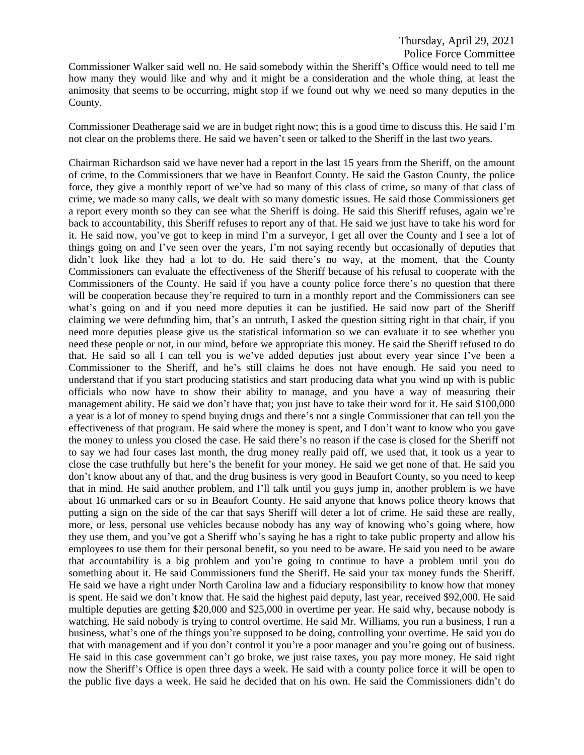Commissioner Walker said well no. He said somebody within the Sheriff's Office would need to tell me how many they would like and why and it might be a consideration and the whole thing, at least the animosity that seems to be occurring, might stop if we found out why we need so many deputies in the County.

Commissioner Deatherage said we are in budget right now; this is a good time to discuss this. He said I'm not clear on the problems there. He said we haven't seen or talked to the Sheriff in the last two years.

Chairman Richardson said we have never had a report in the last 15 years from the Sheriff, on the amount of crime, to the Commissioners that we have in Beaufort County. He said the Gaston County, the police force, they give a monthly report of we've had so many of this class of crime, so many of that class of crime, we made so many calls, we dealt with so many domestic issues. He said those Commissioners get a report every month so they can see what the Sheriff is doing. He said this Sheriff refuses, again we're back to accountability, this Sheriff refuses to report any of that. He said we just have to take his word for it. He said now, you've got to keep in mind I'm a surveyor, I get all over the County and I see a lot of things going on and I've seen over the years, I'm not saying recently but occasionally of deputies that didn't look like they had a lot to do. He said there's no way, at the moment, that the County Commissioners can evaluate the effectiveness of the Sheriff because of his refusal to cooperate with the Commissioners of the County. He said if you have a county police force there's no question that there will be cooperation because they're required to turn in a monthly report and the Commissioners can see what's going on and if you need more deputies it can be justified. He said now part of the Sheriff claiming we were defunding him, that's an untruth, I asked the question sitting right in that chair, if you need more deputies please give us the statistical information so we can evaluate it to see whether you need these people or not, in our mind, before we appropriate this money. He said the Sheriff refused to do that. He said so all I can tell you is we've added deputies just about every year since I've been a Commissioner to the Sheriff, and he's still claims he does not have enough. He said you need to understand that if you start producing statistics and start producing data what you wind up with is public officials who now have to show their ability to manage, and you have a way of measuring their management ability. He said we don't have that; you just have to take their word for it. He said $100,000 a year is a lot of money to spend buying drugs and there's not a single Commissioner that can tell you the effectiveness of that program. He said where the money is spent, and I don't want to know who you gave the money to unless you closed the case. He said there's no reason if the case is closed for the Sheriff not to say we had four cases last month, the drug money really paid off, we used that, it took us a year to close the case truthfully but here's the benefit for your money. He said we get none of that. He said you don't know about any of that, and the drug business is very good in Beaufort County, so you need to keep that in mind. He said another problem, and I'll talk until you guys jump in, another problem is we have about 16 unmarked cars or so in Beaufort County. He said anyone that knows police theory knows that putting a sign on the side of the car that says Sheriff will deter a lot of crime. He said these are really, more, or less, personal use vehicles because nobody has any way of knowing who's going where, how they use them, and you've got a Sheriff who's saying he has a right to take public property and allow his employees to use them for their personal benefit, so you need to be aware. He said you need to be aware that accountability is a big problem and you're going to continue to have a problem until you do something about it. He said Commissioners fund the Sheriff. He said your tax money funds the Sheriff. He said we have a right under North Carolina law and a fiduciary responsibility to know how that money is spent. He said we don't know that. He said the highest paid deputy, last year, received $92,000. He said multiple deputies are getting $20,000 and $25,000 in overtime per year. He said why, because nobody is watching. He said nobody is trying to control overtime. He said Mr. Williams, you run a business, I run a business, what's one of the things you're supposed to be doing, controlling your overtime. He said you do that with management and if you don't control it you're a poor manager and you're going out of business. He said in this case government can't go broke, we just raise taxes, you pay more money. He said right now the Sheriff's Office is open three days a week. He said with a county police force it will be open to the public five days a week. He said he decided that on his own. He said the Commissioners didn't do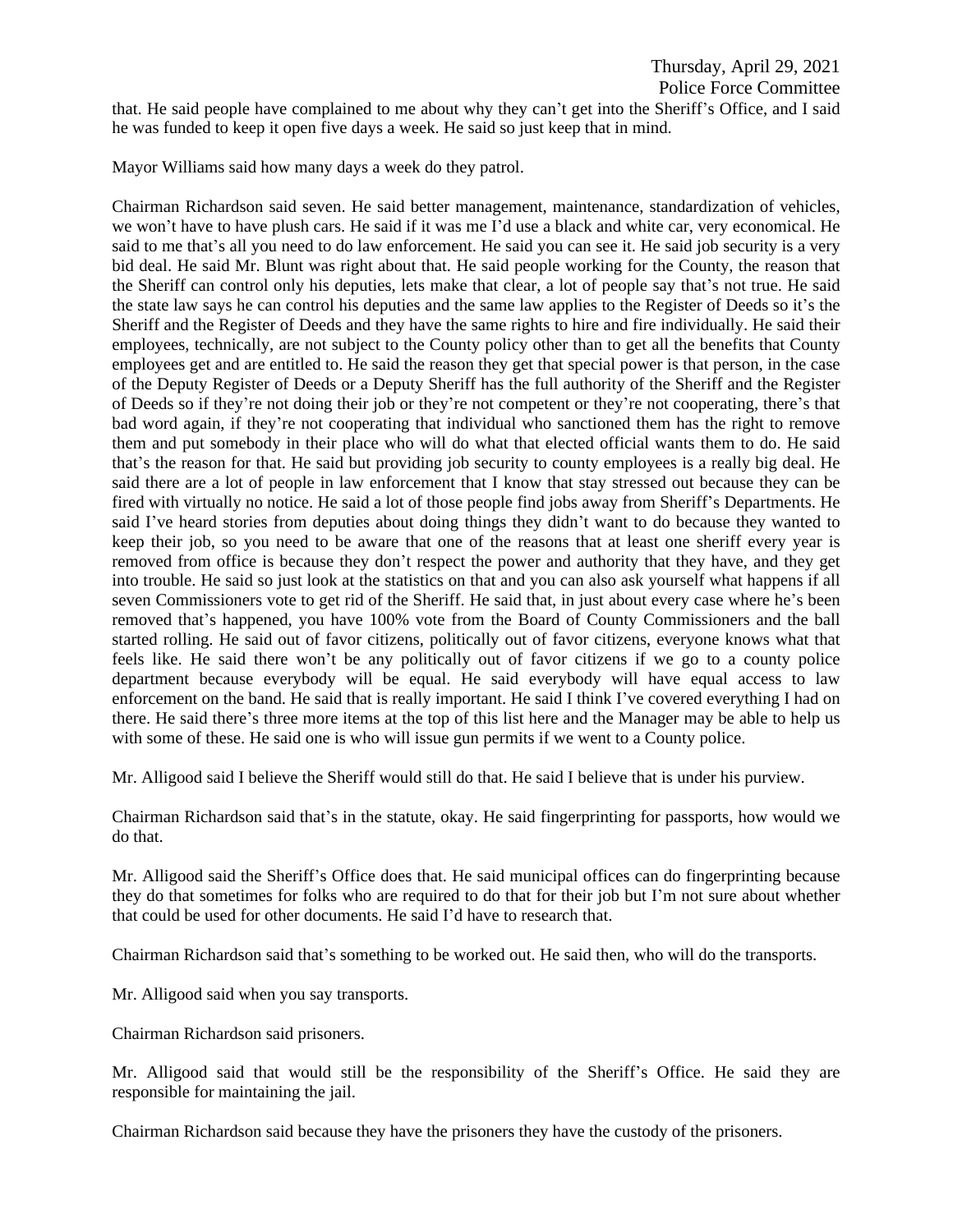that. He said people have complained to me about why they can't get into the Sheriff's Office, and I said he was funded to keep it open five days a week. He said so just keep that in mind.

Mayor Williams said how many days a week do they patrol.

Chairman Richardson said seven. He said better management, maintenance, standardization of vehicles, we won't have to have plush cars. He said if it was me I'd use a black and white car, very economical. He said to me that's all you need to do law enforcement. He said you can see it. He said job security is a very bid deal. He said Mr. Blunt was right about that. He said people working for the County, the reason that the Sheriff can control only his deputies, lets make that clear, a lot of people say that's not true. He said the state law says he can control his deputies and the same law applies to the Register of Deeds so it's the Sheriff and the Register of Deeds and they have the same rights to hire and fire individually. He said their employees, technically, are not subject to the County policy other than to get all the benefits that County employees get and are entitled to. He said the reason they get that special power is that person, in the case of the Deputy Register of Deeds or a Deputy Sheriff has the full authority of the Sheriff and the Register of Deeds so if they're not doing their job or they're not competent or they're not cooperating, there's that bad word again, if they're not cooperating that individual who sanctioned them has the right to remove them and put somebody in their place who will do what that elected official wants them to do. He said that's the reason for that. He said but providing job security to county employees is a really big deal. He said there are a lot of people in law enforcement that I know that stay stressed out because they can be fired with virtually no notice. He said a lot of those people find jobs away from Sheriff's Departments. He said I've heard stories from deputies about doing things they didn't want to do because they wanted to keep their job, so you need to be aware that one of the reasons that at least one sheriff every year is removed from office is because they don't respect the power and authority that they have, and they get into trouble. He said so just look at the statistics on that and you can also ask yourself what happens if all seven Commissioners vote to get rid of the Sheriff. He said that, in just about every case where he's been removed that's happened, you have 100% vote from the Board of County Commissioners and the ball started rolling. He said out of favor citizens, politically out of favor citizens, everyone knows what that feels like. He said there won't be any politically out of favor citizens if we go to a county police department because everybody will be equal. He said everybody will have equal access to law enforcement on the band. He said that is really important. He said I think I've covered everything I had on there. He said there's three more items at the top of this list here and the Manager may be able to help us with some of these. He said one is who will issue gun permits if we went to a County police.

Mr. Alligood said I believe the Sheriff would still do that. He said I believe that is under his purview.

Chairman Richardson said that's in the statute, okay. He said fingerprinting for passports, how would we do that.

Mr. Alligood said the Sheriff's Office does that. He said municipal offices can do fingerprinting because they do that sometimes for folks who are required to do that for their job but I'm not sure about whether that could be used for other documents. He said I'd have to research that.

Chairman Richardson said that's something to be worked out. He said then, who will do the transports.

Mr. Alligood said when you say transports.

Chairman Richardson said prisoners.

Mr. Alligood said that would still be the responsibility of the Sheriff's Office. He said they are responsible for maintaining the jail.

Chairman Richardson said because they have the prisoners they have the custody of the prisoners.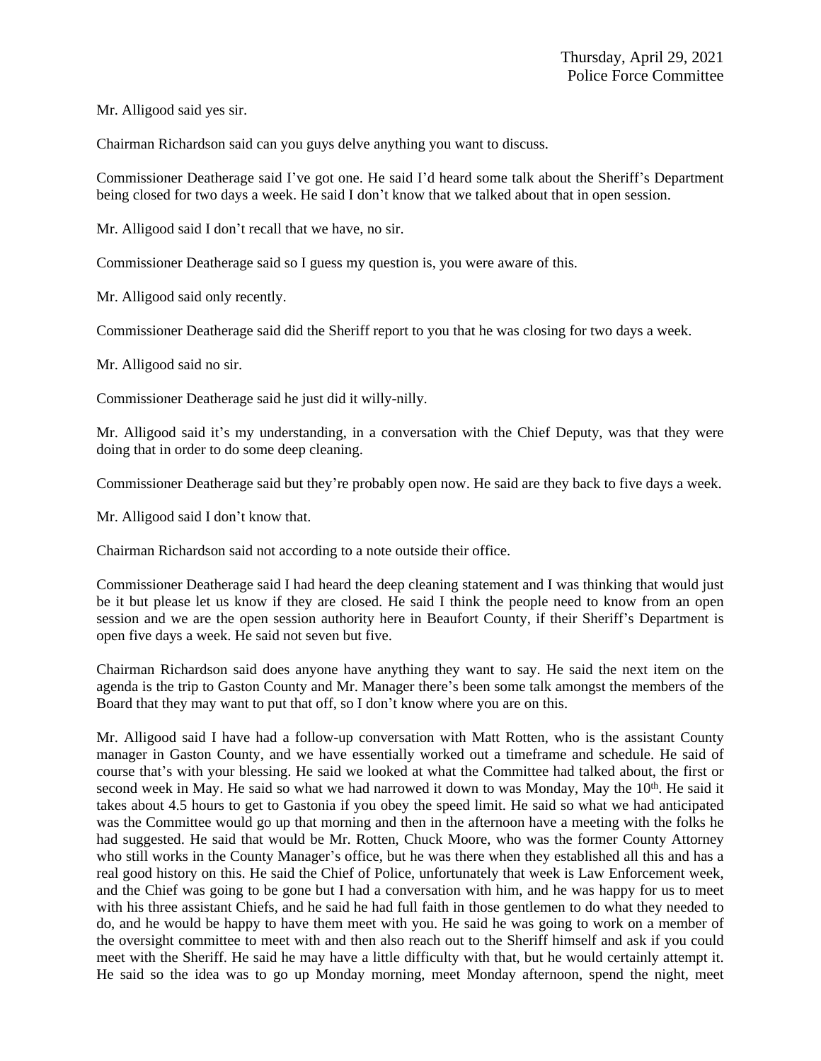Mr. Alligood said yes sir.

Chairman Richardson said can you guys delve anything you want to discuss.

Commissioner Deatherage said I've got one. He said I'd heard some talk about the Sheriff's Department being closed for two days a week. He said I don't know that we talked about that in open session.

Mr. Alligood said I don't recall that we have, no sir.

Commissioner Deatherage said so I guess my question is, you were aware of this.

Mr. Alligood said only recently.

Commissioner Deatherage said did the Sheriff report to you that he was closing for two days a week.

Mr. Alligood said no sir.

Commissioner Deatherage said he just did it willy-nilly.

Mr. Alligood said it's my understanding, in a conversation with the Chief Deputy, was that they were doing that in order to do some deep cleaning.

Commissioner Deatherage said but they're probably open now. He said are they back to five days a week.

Mr. Alligood said I don't know that.

Chairman Richardson said not according to a note outside their office.

Commissioner Deatherage said I had heard the deep cleaning statement and I was thinking that would just be it but please let us know if they are closed. He said I think the people need to know from an open session and we are the open session authority here in Beaufort County, if their Sheriff's Department is open five days a week. He said not seven but five.

Chairman Richardson said does anyone have anything they want to say. He said the next item on the agenda is the trip to Gaston County and Mr. Manager there's been some talk amongst the members of the Board that they may want to put that off, so I don't know where you are on this.

Mr. Alligood said I have had a follow-up conversation with Matt Rotten, who is the assistant County manager in Gaston County, and we have essentially worked out a timeframe and schedule. He said of course that's with your blessing. He said we looked at what the Committee had talked about, the first or second week in May. He said so what we had narrowed it down to was Monday, May the 10th. He said it takes about 4.5 hours to get to Gastonia if you obey the speed limit. He said so what we had anticipated was the Committee would go up that morning and then in the afternoon have a meeting with the folks he had suggested. He said that would be Mr. Rotten, Chuck Moore, who was the former County Attorney who still works in the County Manager's office, but he was there when they established all this and has a real good history on this. He said the Chief of Police, unfortunately that week is Law Enforcement week, and the Chief was going to be gone but I had a conversation with him, and he was happy for us to meet with his three assistant Chiefs, and he said he had full faith in those gentlemen to do what they needed to do, and he would be happy to have them meet with you. He said he was going to work on a member of the oversight committee to meet with and then also reach out to the Sheriff himself and ask if you could meet with the Sheriff. He said he may have a little difficulty with that, but he would certainly attempt it. He said so the idea was to go up Monday morning, meet Monday afternoon, spend the night, meet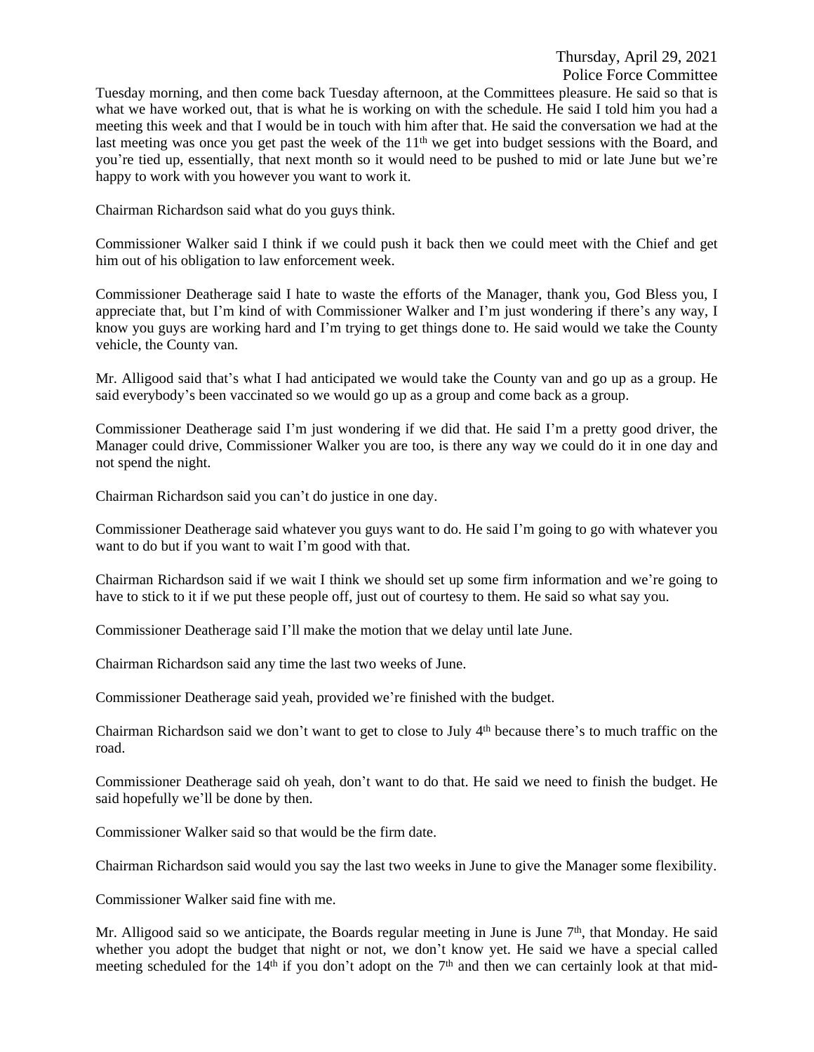Tuesday morning, and then come back Tuesday afternoon, at the Committees pleasure. He said so that is what we have worked out, that is what he is working on with the schedule. He said I told him you had a meeting this week and that I would be in touch with him after that. He said the conversation we had at the last meeting was once you get past the week of the 11th we get into budget sessions with the Board, and you're tied up, essentially, that next month so it would need to be pushed to mid or late June but we're happy to work with you however you want to work it.

Chairman Richardson said what do you guys think.

Commissioner Walker said I think if we could push it back then we could meet with the Chief and get him out of his obligation to law enforcement week.

Commissioner Deatherage said I hate to waste the efforts of the Manager, thank you, God Bless you, I appreciate that, but I'm kind of with Commissioner Walker and I'm just wondering if there's any way, I know you guys are working hard and I'm trying to get things done to. He said would we take the County vehicle, the County van.

Mr. Alligood said that's what I had anticipated we would take the County van and go up as a group. He said everybody's been vaccinated so we would go up as a group and come back as a group.

Commissioner Deatherage said I'm just wondering if we did that. He said I'm a pretty good driver, the Manager could drive, Commissioner Walker you are too, is there any way we could do it in one day and not spend the night.

Chairman Richardson said you can't do justice in one day.

Commissioner Deatherage said whatever you guys want to do. He said I'm going to go with whatever you want to do but if you want to wait I'm good with that.

Chairman Richardson said if we wait I think we should set up some firm information and we're going to have to stick to it if we put these people off, just out of courtesy to them. He said so what say you.

Commissioner Deatherage said I'll make the motion that we delay until late June.

Chairman Richardson said any time the last two weeks of June.

Commissioner Deatherage said yeah, provided we're finished with the budget.

Chairman Richardson said we don't want to get to close to July 4th because there's to much traffic on the road.

Commissioner Deatherage said oh yeah, don't want to do that. He said we need to finish the budget. He said hopefully we'll be done by then.

Commissioner Walker said so that would be the firm date.

Chairman Richardson said would you say the last two weeks in June to give the Manager some flexibility.

Commissioner Walker said fine with me.

Mr. Alligood said so we anticipate, the Boards regular meeting in June is June 7th, that Monday. He said whether you adopt the budget that night or not, we don't know yet. He said we have a special called meeting scheduled for the 14th if you don't adopt on the 7th and then we can certainly look at that mid-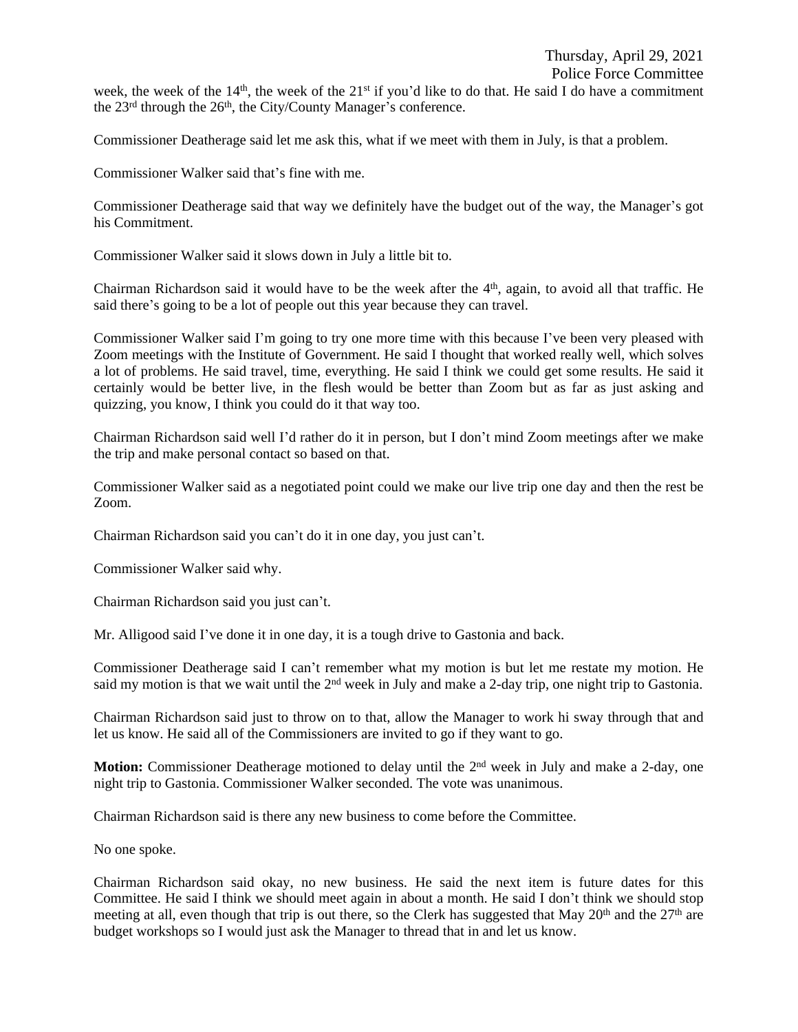week, the week of the 14th, the week of the 21st if you'd like to do that. He said I do have a commitment the 23rd through the 26th, the City/County Manager's conference.

Commissioner Deatherage said let me ask this, what if we meet with them in July, is that a problem.

Commissioner Walker said that's fine with me.

Commissioner Deatherage said that way we definitely have the budget out of the way, the Manager's got his Commitment.

Commissioner Walker said it slows down in July a little bit to.

Chairman Richardson said it would have to be the week after the 4th, again, to avoid all that traffic. He said there's going to be a lot of people out this year because they can travel.

Commissioner Walker said I'm going to try one more time with this because I've been very pleased with Zoom meetings with the Institute of Government. He said I thought that worked really well, which solves a lot of problems. He said travel, time, everything. He said I think we could get some results. He said it certainly would be better live, in the flesh would be better than Zoom but as far as just asking and quizzing, you know, I think you could do it that way too.

Chairman Richardson said well I'd rather do it in person, but I don't mind Zoom meetings after we make the trip and make personal contact so based on that.

Commissioner Walker said as a negotiated point could we make our live trip one day and then the rest be Zoom.

Chairman Richardson said you can't do it in one day, you just can't.

Commissioner Walker said why.

Chairman Richardson said you just can't.

Mr. Alligood said I've done it in one day, it is a tough drive to Gastonia and back.

Commissioner Deatherage said I can't remember what my motion is but let me restate my motion. He said my motion is that we wait until the 2nd week in July and make a 2-day trip, one night trip to Gastonia.

Chairman Richardson said just to throw on to that, allow the Manager to work hi sway through that and let us know. He said all of the Commissioners are invited to go if they want to go.

**Motion:** Commissioner Deatherage motioned to delay until the 2nd week in July and make a 2-day, one night trip to Gastonia. Commissioner Walker seconded. The vote was unanimous.

Chairman Richardson said is there any new business to come before the Committee.

No one spoke.

Chairman Richardson said okay, no new business. He said the next item is future dates for this Committee. He said I think we should meet again in about a month. He said I don't think we should stop meeting at all, even though that trip is out there, so the Clerk has suggested that May 20th and the 27th are budget workshops so I would just ask the Manager to thread that in and let us know.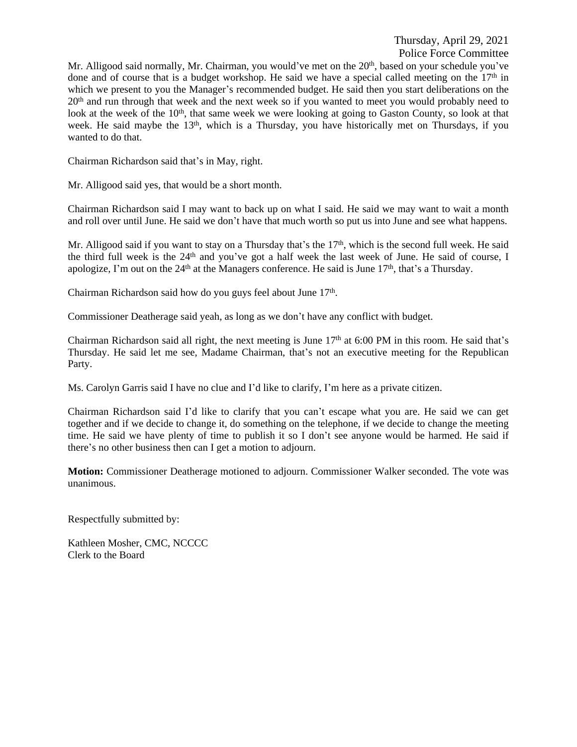Mr. Alligood said normally, Mr. Chairman, you would've met on the 20th, based on your schedule you've done and of course that is a budget workshop. He said we have a special called meeting on the 17th in which we present to you the Manager's recommended budget. He said then you start deliberations on the 20th and run through that week and the next week so if you wanted to meet you would probably need to look at the week of the 10th, that same week we were looking at going to Gaston County, so look at that week. He said maybe the 13th, which is a Thursday, you have historically met on Thursdays, if you wanted to do that.

Chairman Richardson said that's in May, right.

Mr. Alligood said yes, that would be a short month.

Chairman Richardson said I may want to back up on what I said. He said we may want to wait a month and roll over until June. He said we don't have that much worth so put us into June and see what happens.

Mr. Alligood said if you want to stay on a Thursday that's the 17th, which is the second full week. He said the third full week is the 24th and you've got a half week the last week of June. He said of course, I apologize, I'm out on the 24th at the Managers conference. He said is June 17th, that's a Thursday.

Chairman Richardson said how do you guys feel about June 17th.

Commissioner Deatherage said yeah, as long as we don't have any conflict with budget.

Chairman Richardson said all right, the next meeting is June 17th at 6:00 PM in this room. He said that's Thursday. He said let me see, Madame Chairman, that's not an executive meeting for the Republican Party.

Ms. Carolyn Garris said I have no clue and I'd like to clarify, I'm here as a private citizen.

Chairman Richardson said I'd like to clarify that you can't escape what you are. He said we can get together and if we decide to change it, do something on the telephone, if we decide to change the meeting time. He said we have plenty of time to publish it so I don't see anyone would be harmed. He said if there's no other business then can I get a motion to adjourn.

**Motion:** Commissioner Deatherage motioned to adjourn. Commissioner Walker seconded. The vote was unanimous.

Respectfully submitted by:

Kathleen Mosher, CMC, NCCCC
Clerk to the Board